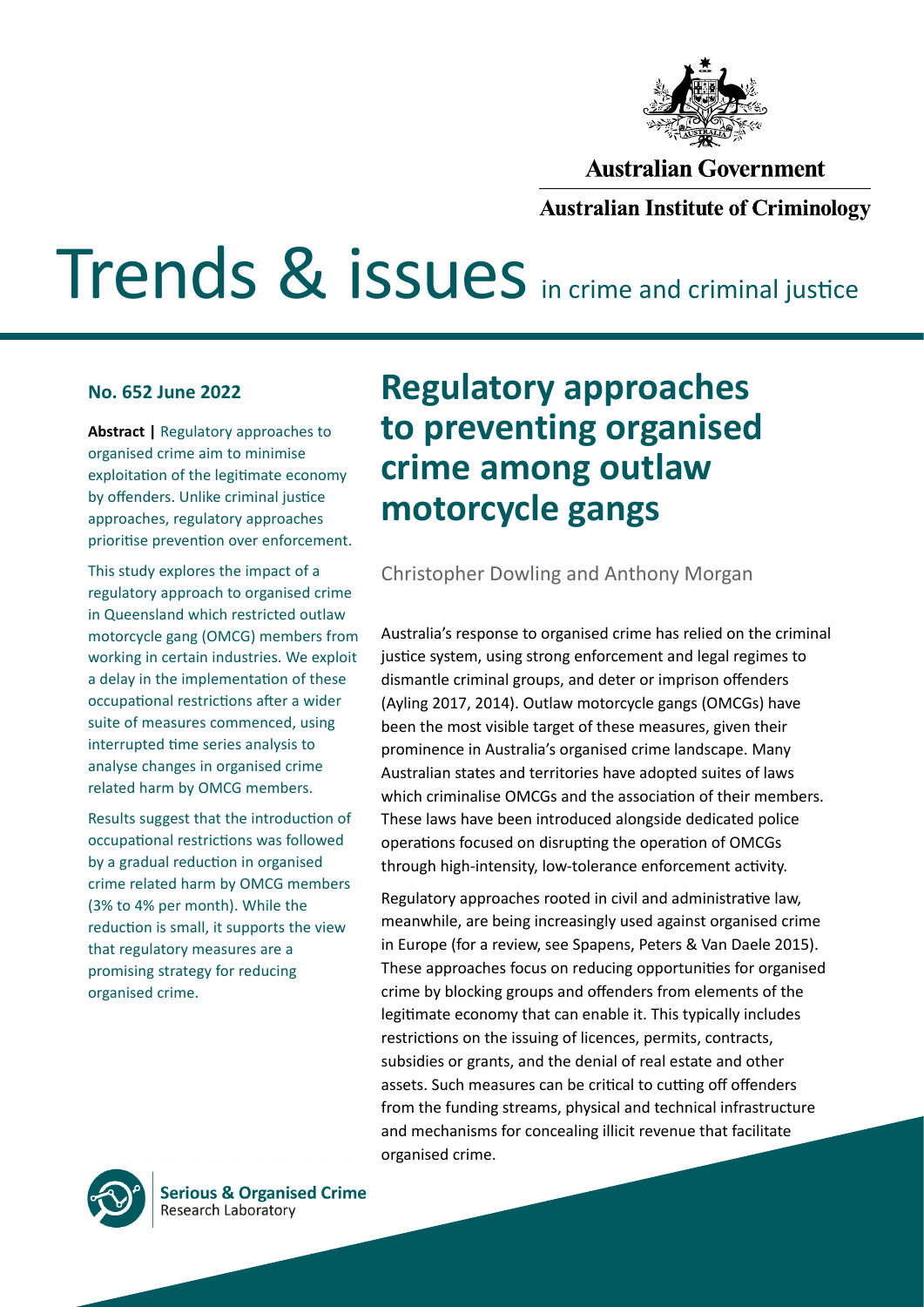Australian Government

Australian Institute of Criminology

# Trends & issues in crime and criminal justice

**No. 652 June 2022**

**Abstract |** Regulatory approaches to organised crime aim to minimise exploitation of the legitimate economy by offenders. Unlike criminal justice approaches, regulatory approaches prioritise prevention over enforcement.

This study explores the impact of a regulatory approach to organised crime in Queensland which restricted outlaw motorcycle gang (OMCG) members from working in certain industries. We exploit a delay in the implementation of these occupational restrictions after a wider suite of measures commenced, using interrupted time series analysis to analyse changes in organised crime related harm by OMCG members.

Results suggest that the introduction of occupational restrictions was followed by a gradual reduction in organised crime related harm by OMCG members (3% to 4% per month). While the reduction is small, it supports the view that regulatory measures are a promising strategy for reducing organised crime.

## Regulatory approaches to preventing organised crime among outlaw motorcycle gangs

Christopher Dowling and Anthony Morgan

Australia's response to organised crime has relied on the criminal justice system, using strong enforcement and legal regimes to dismantle criminal groups, and deter or imprison offenders (Ayling 2017, 2014). Outlaw motorcycle gangs (OMCGs) have been the most visible target of these measures, given their prominence in Australia's organised crime landscape. Many Australian states and territories have adopted suites of laws which criminalise OMCGs and the association of their members. These laws have been introduced alongside dedicated police operations focused on disrupting the operation of OMCGs through high-intensity, low-tolerance enforcement activity.

Regulatory approaches rooted in civil and administrative law, meanwhile, are being increasingly used against organised crime in Europe (for a review, see Spapens, Peters & Van Daele 2015). These approaches focus on reducing opportunities for organised crime by blocking groups and offenders from elements of the legitimate economy that can enable it. This typically includes restrictions on the issuing of licences, permits, contracts, subsidies or grants, and the denial of real estate and other assets. Such measures can be critical to cutting off offenders from the funding streams, physical and technical infrastructure and mechanisms for concealing illicit revenue that facilitate organised crime.

**Serious & Organised Crime** Research Laboratory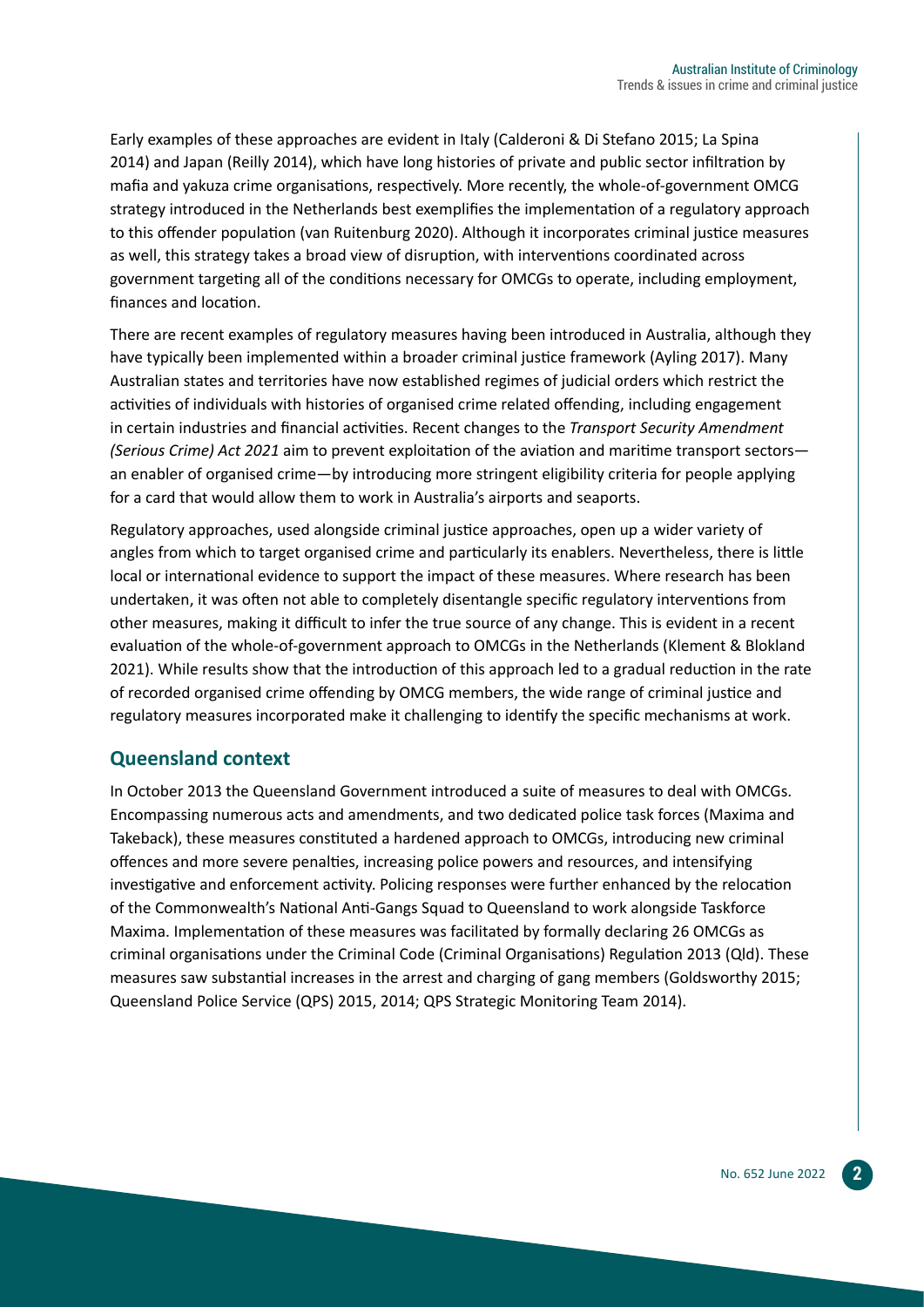Early examples of these approaches are evident in Italy (Calderoni & Di Stefano 2015; La Spina 2014) and Japan (Reilly 2014), which have long histories of private and public sector infiltration by mafia and yakuza crime organisations, respectively. More recently, the whole-of-government OMCG strategy introduced in the Netherlands best exemplifies the implementation of a regulatory approach to this offender population (van Ruitenburg 2020). Although it incorporates criminal justice measures as well, this strategy takes a broad view of disruption, with interventions coordinated across government targeting all of the conditions necessary for OMCGs to operate, including employment, finances and location.

There are recent examples of regulatory measures having been introduced in Australia, although they have typically been implemented within a broader criminal justice framework (Ayling 2017). Many Australian states and territories have now established regimes of judicial orders which restrict the activities of individuals with histories of organised crime related offending, including engagement in certain industries and financial activities. Recent changes to the *Transport Security Amendment (Serious Crime) Act 2021* aim to prevent exploitation of the aviation and maritime transport sectors—an enabler of organised crime—by introducing more stringent eligibility criteria for people applying for a card that would allow them to work in Australia's airports and seaports.

Regulatory approaches, used alongside criminal justice approaches, open up a wider variety of angles from which to target organised crime and particularly its enablers. Nevertheless, there is little local or international evidence to support the impact of these measures. Where research has been undertaken, it was often not able to completely disentangle specific regulatory interventions from other measures, making it difficult to infer the true source of any change. This is evident in a recent evaluation of the whole-of-government approach to OMCGs in the Netherlands (Klement & Blokland 2021). While results show that the introduction of this approach led to a gradual reduction in the rate of recorded organised crime offending by OMCG members, the wide range of criminal justice and regulatory measures incorporated make it challenging to identify the specific mechanisms at work.

## Queensland context

In October 2013 the Queensland Government introduced a suite of measures to deal with OMCGs. Encompassing numerous acts and amendments, and two dedicated police task forces (Maxima and Takeback), these measures constituted a hardened approach to OMCGs, introducing new criminal offences and more severe penalties, increasing police powers and resources, and intensifying investigative and enforcement activity. Policing responses were further enhanced by the relocation of the Commonwealth's National Anti-Gangs Squad to Queensland to work alongside Taskforce Maxima. Implementation of these measures was facilitated by formally declaring 26 OMCGs as criminal organisations under the Criminal Code (Criminal Organisations) Regulation 2013 (Qld). These measures saw substantial increases in the arrest and charging of gang members (Goldsworthy 2015; Queensland Police Service (QPS) 2015, 2014; QPS Strategic Monitoring Team 2014).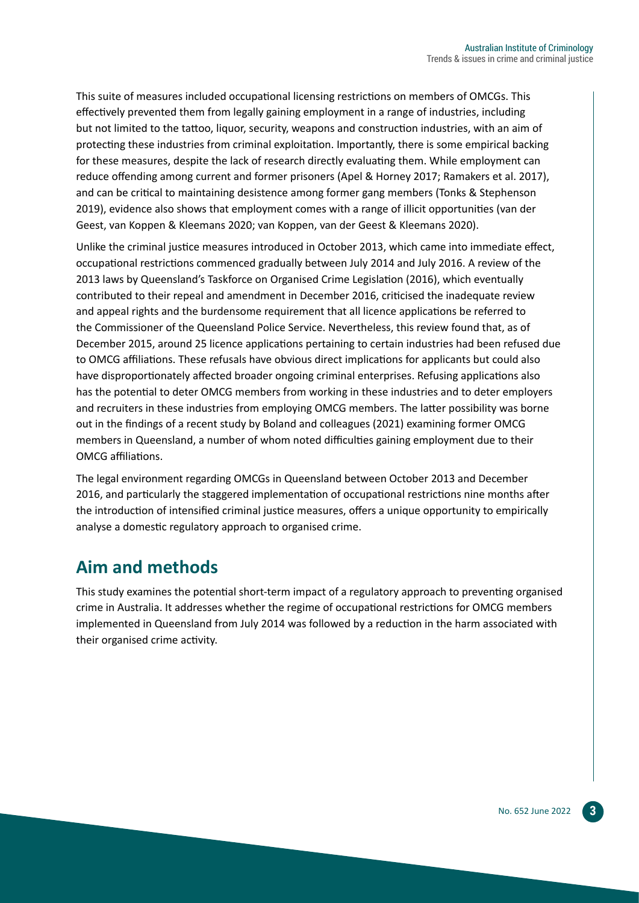This suite of measures included occupational licensing restrictions on members of OMCGs. This effectively prevented them from legally gaining employment in a range of industries, including but not limited to the tattoo, liquor, security, weapons and construction industries, with an aim of protecting these industries from criminal exploitation. Importantly, there is some empirical backing for these measures, despite the lack of research directly evaluating them. While employment can reduce offending among current and former prisoners (Apel & Horney 2017; Ramakers et al. 2017), and can be critical to maintaining desistence among former gang members (Tonks & Stephenson 2019), evidence also shows that employment comes with a range of illicit opportunities (van der Geest, van Koppen & Kleemans 2020; van Koppen, van der Geest & Kleemans 2020).

Unlike the criminal justice measures introduced in October 2013, which came into immediate effect, occupational restrictions commenced gradually between July 2014 and July 2016. A review of the 2013 laws by Queensland's Taskforce on Organised Crime Legislation (2016), which eventually contributed to their repeal and amendment in December 2016, criticised the inadequate review and appeal rights and the burdensome requirement that all licence applications be referred to the Commissioner of the Queensland Police Service. Nevertheless, this review found that, as of December 2015, around 25 licence applications pertaining to certain industries had been refused due to OMCG affiliations. These refusals have obvious direct implications for applicants but could also have disproportionately affected broader ongoing criminal enterprises. Refusing applications also has the potential to deter OMCG members from working in these industries and to deter employers and recruiters in these industries from employing OMCG members. The latter possibility was borne out in the findings of a recent study by Boland and colleagues (2021) examining former OMCG members in Queensland, a number of whom noted difficulties gaining employment due to their OMCG affiliations.

The legal environment regarding OMCGs in Queensland between October 2013 and December 2016, and particularly the staggered implementation of occupational restrictions nine months after the introduction of intensified criminal justice measures, offers a unique opportunity to empirically analyse a domestic regulatory approach to organised crime.

## Aim and methods

This study examines the potential short-term impact of a regulatory approach to preventing organised crime in Australia. It addresses whether the regime of occupational restrictions for OMCG members implemented in Queensland from July 2014 was followed by a reduction in the harm associated with their organised crime activity.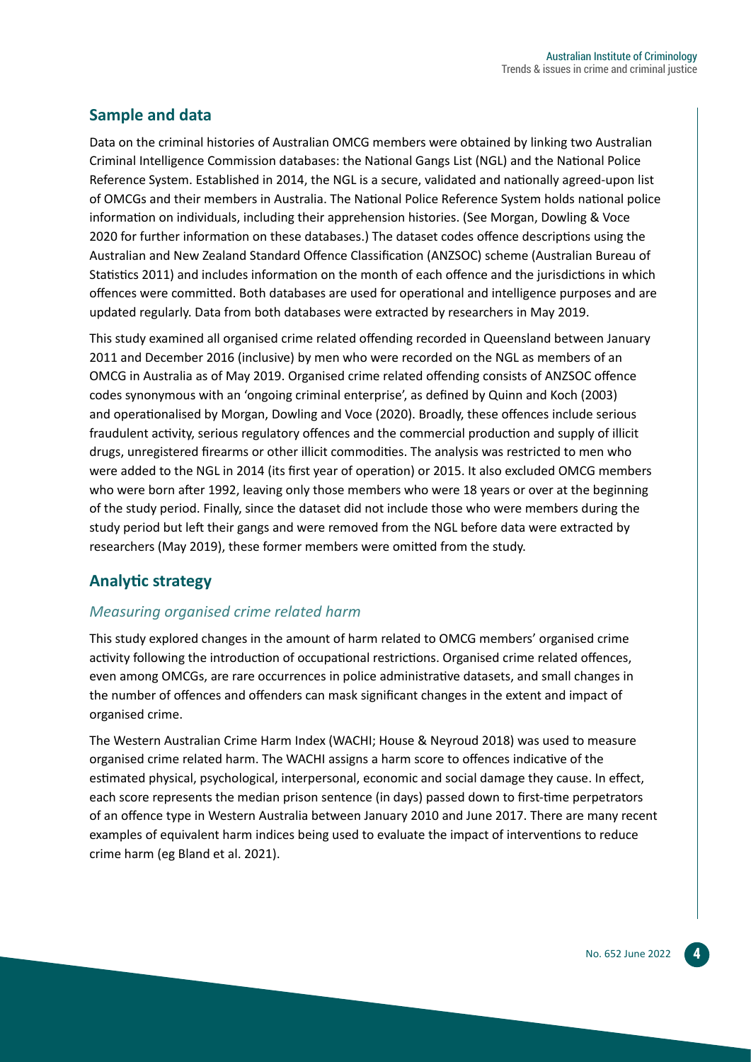## Sample and data

Data on the criminal histories of Australian OMCG members were obtained by linking two Australian Criminal Intelligence Commission databases: the National Gangs List (NGL) and the National Police Reference System. Established in 2014, the NGL is a secure, validated and nationally agreed-upon list of OMCGs and their members in Australia. The National Police Reference System holds national police information on individuals, including their apprehension histories. (See Morgan, Dowling & Voce 2020 for further information on these databases.) The dataset codes offence descriptions using the Australian and New Zealand Standard Offence Classification (ANZSOC) scheme (Australian Bureau of Statistics 2011) and includes information on the month of each offence and the jurisdictions in which offences were committed. Both databases are used for operational and intelligence purposes and are updated regularly. Data from both databases were extracted by researchers in May 2019.

This study examined all organised crime related offending recorded in Queensland between January 2011 and December 2016 (inclusive) by men who were recorded on the NGL as members of an OMCG in Australia as of May 2019. Organised crime related offending consists of ANZSOC offence codes synonymous with an 'ongoing criminal enterprise', as defined by Quinn and Koch (2003) and operationalised by Morgan, Dowling and Voce (2020). Broadly, these offences include serious fraudulent activity, serious regulatory offences and the commercial production and supply of illicit drugs, unregistered firearms or other illicit commodities. The analysis was restricted to men who were added to the NGL in 2014 (its first year of operation) or 2015. It also excluded OMCG members who were born after 1992, leaving only those members who were 18 years or over at the beginning of the study period. Finally, since the dataset did not include those who were members during the study period but left their gangs and were removed from the NGL before data were extracted by researchers (May 2019), these former members were omitted from the study.

## Analytic strategy

### *Measuring organised crime related harm*

This study explored changes in the amount of harm related to OMCG members' organised crime activity following the introduction of occupational restrictions. Organised crime related offences, even among OMCGs, are rare occurrences in police administrative datasets, and small changes in the number of offences and offenders can mask significant changes in the extent and impact of organised crime.

The Western Australian Crime Harm Index (WACHI; House & Neyroud 2018) was used to measure organised crime related harm. The WACHI assigns a harm score to offences indicative of the estimated physical, psychological, interpersonal, economic and social damage they cause. In effect, each score represents the median prison sentence (in days) passed down to first-time perpetrators of an offence type in Western Australia between January 2010 and June 2017. There are many recent examples of equivalent harm indices being used to evaluate the impact of interventions to reduce crime harm (eg Bland et al. 2021).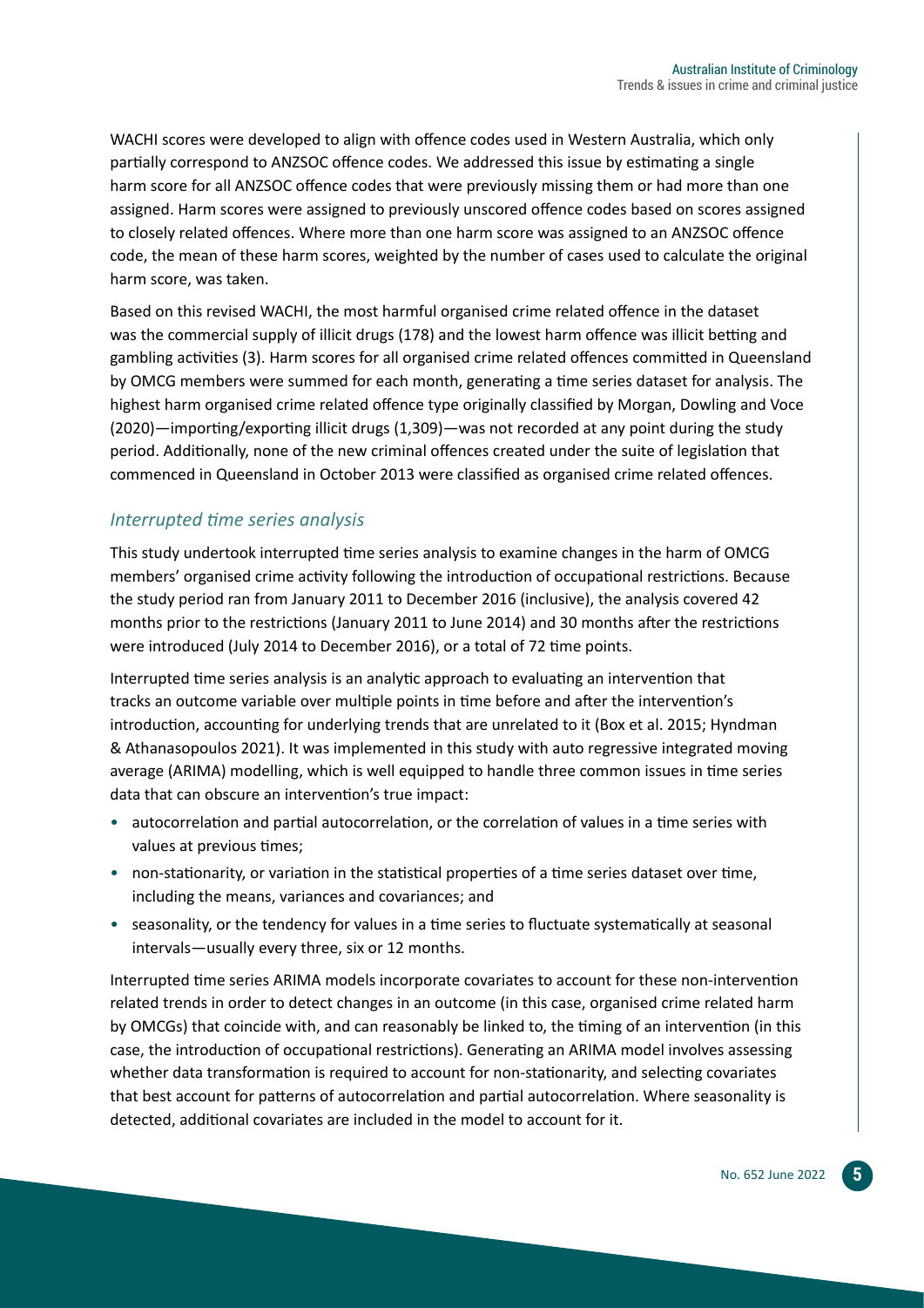WACHI scores were developed to align with offence codes used in Western Australia, which only partially correspond to ANZSOC offence codes. We addressed this issue by estimating a single harm score for all ANZSOC offence codes that were previously missing them or had more than one assigned. Harm scores were assigned to previously unscored offence codes based on scores assigned to closely related offences. Where more than one harm score was assigned to an ANZSOC offence code, the mean of these harm scores, weighted by the number of cases used to calculate the original harm score, was taken.

Based on this revised WACHI, the most harmful organised crime related offence in the dataset was the commercial supply of illicit drugs (178) and the lowest harm offence was illicit betting and gambling activities (3). Harm scores for all organised crime related offences committed in Queensland by OMCG members were summed for each month, generating a time series dataset for analysis. The highest harm organised crime related offence type originally classified by Morgan, Dowling and Voce (2020)—importing/exporting illicit drugs (1,309)—was not recorded at any point during the study period. Additionally, none of the new criminal offences created under the suite of legislation that commenced in Queensland in October 2013 were classified as organised crime related offences.

### *Interrupted time series analysis*

This study undertook interrupted time series analysis to examine changes in the harm of OMCG members' organised crime activity following the introduction of occupational restrictions. Because the study period ran from January 2011 to December 2016 (inclusive), the analysis covered 42 months prior to the restrictions (January 2011 to June 2014) and 30 months after the restrictions were introduced (July 2014 to December 2016), or a total of 72 time points.

Interrupted time series analysis is an analytic approach to evaluating an intervention that tracks an outcome variable over multiple points in time before and after the intervention's introduction, accounting for underlying trends that are unrelated to it (Box et al. 2015; Hyndman & Athanasopoulos 2021). It was implemented in this study with auto regressive integrated moving average (ARIMA) modelling, which is well equipped to handle three common issues in time series data that can obscure an intervention's true impact:

- autocorrelation and partial autocorrelation, or the correlation of values in a time series with values at previous times;
- non-stationarity, or variation in the statistical properties of a time series dataset over time, including the means, variances and covariances; and
- seasonality, or the tendency for values in a time series to fluctuate systematically at seasonal intervals—usually every three, six or 12 months.

Interrupted time series ARIMA models incorporate covariates to account for these non-intervention related trends in order to detect changes in an outcome (in this case, organised crime related harm by OMCGs) that coincide with, and can reasonably be linked to, the timing of an intervention (in this case, the introduction of occupational restrictions). Generating an ARIMA model involves assessing whether data transformation is required to account for non-stationarity, and selecting covariates that best account for patterns of autocorrelation and partial autocorrelation. Where seasonality is detected, additional covariates are included in the model to account for it.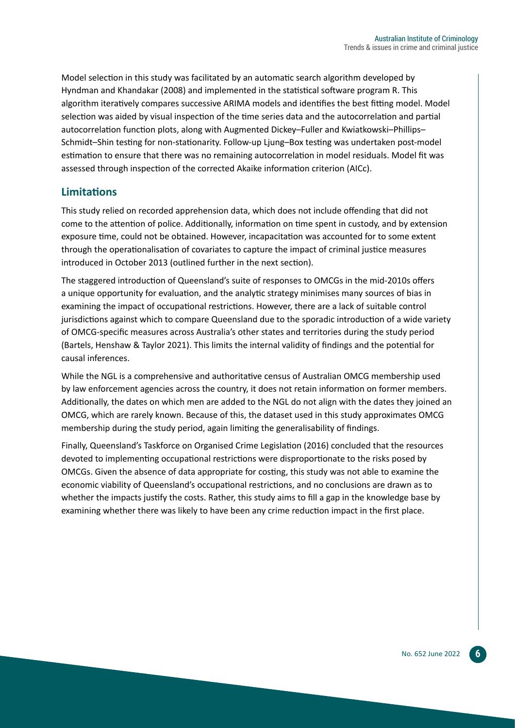Model selection in this study was facilitated by an automatic search algorithm developed by Hyndman and Khandakar (2008) and implemented in the statistical software program R. This algorithm iteratively compares successive ARIMA models and identifies the best fitting model. Model selection was aided by visual inspection of the time series data and the autocorrelation and partial autocorrelation function plots, along with Augmented Dickey–Fuller and Kwiatkowski–Phillips–Schmidt–Shin testing for non-stationarity. Follow-up Ljung–Box testing was undertaken post-model estimation to ensure that there was no remaining autocorrelation in model residuals. Model fit was assessed through inspection of the corrected Akaike information criterion (AICc).

## Limitations

This study relied on recorded apprehension data, which does not include offending that did not come to the attention of police. Additionally, information on time spent in custody, and by extension exposure time, could not be obtained. However, incapacitation was accounted for to some extent through the operationalisation of covariates to capture the impact of criminal justice measures introduced in October 2013 (outlined further in the next section).

The staggered introduction of Queensland's suite of responses to OMCGs in the mid-2010s offers a unique opportunity for evaluation, and the analytic strategy minimises many sources of bias in examining the impact of occupational restrictions. However, there are a lack of suitable control jurisdictions against which to compare Queensland due to the sporadic introduction of a wide variety of OMCG-specific measures across Australia's other states and territories during the study period (Bartels, Henshaw & Taylor 2021). This limits the internal validity of findings and the potential for causal inferences.

While the NGL is a comprehensive and authoritative census of Australian OMCG membership used by law enforcement agencies across the country, it does not retain information on former members. Additionally, the dates on which men are added to the NGL do not align with the dates they joined an OMCG, which are rarely known. Because of this, the dataset used in this study approximates OMCG membership during the study period, again limiting the generalisability of findings.

Finally, Queensland's Taskforce on Organised Crime Legislation (2016) concluded that the resources devoted to implementing occupational restrictions were disproportionate to the risks posed by OMCGs. Given the absence of data appropriate for costing, this study was not able to examine the economic viability of Queensland's occupational restrictions, and no conclusions are drawn as to whether the impacts justify the costs. Rather, this study aims to fill a gap in the knowledge base by examining whether there was likely to have been any crime reduction impact in the first place.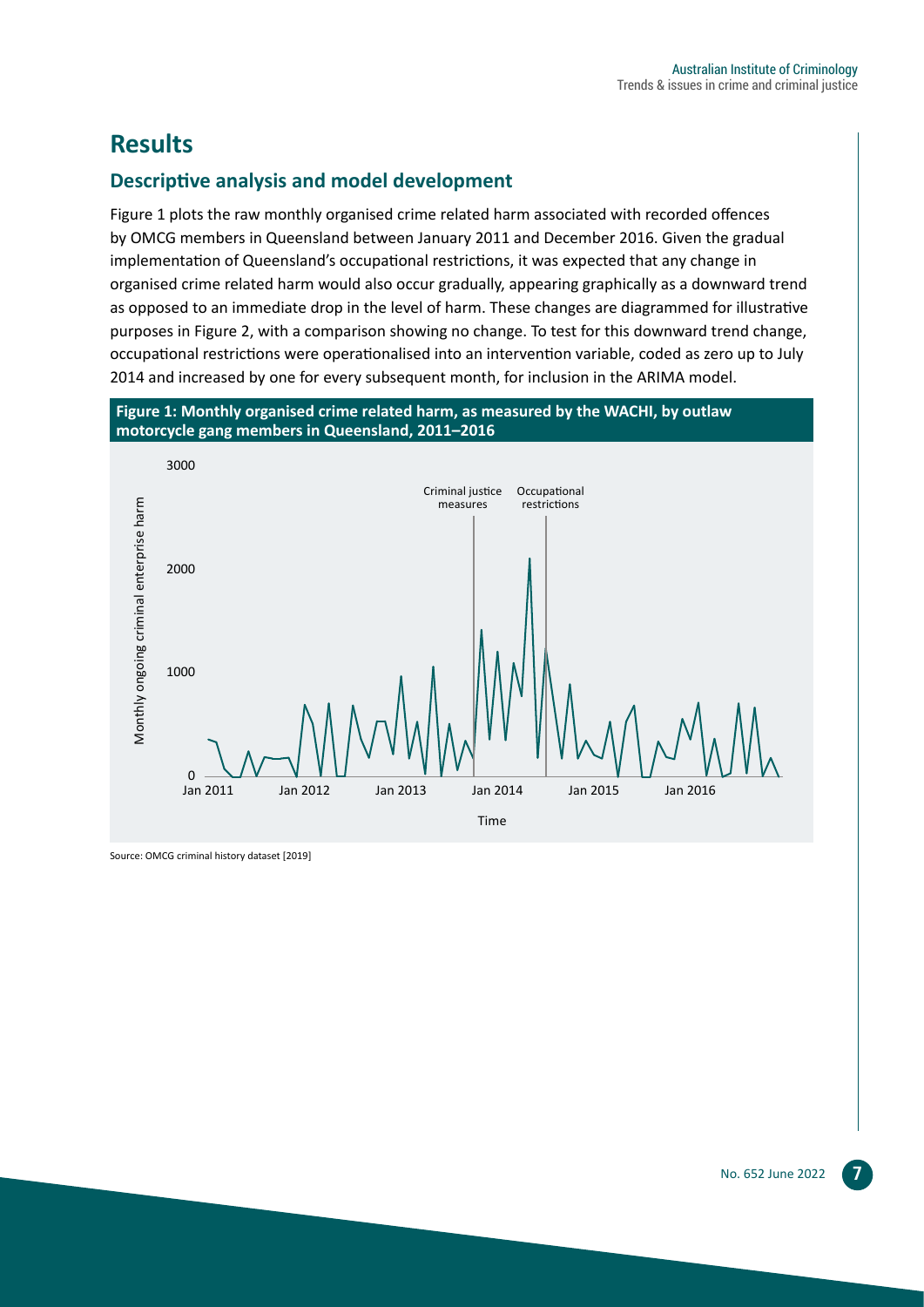# Results

## Descriptive analysis and model development

Figure 1 plots the raw monthly organised crime related harm associated with recorded offences by OMCG members in Queensland between January 2011 and December 2016. Given the gradual implementation of Queensland's occupational restrictions, it was expected that any change in organised crime related harm would also occur gradually, appearing graphically as a downward trend as opposed to an immediate drop in the level of harm. These changes are diagrammed for illustrative purposes in Figure 2, with a comparison showing no change. To test for this downward trend change, occupational restrictions were operationalised into an intervention variable, coded as zero up to July 2014 and increased by one for every subsequent month, for inclusion in the ARIMA model.

**Figure 1: Monthly organised crime related harm, as measured by the WACHI, by outlaw motorcycle gang members in Queensland, 2011–2016**

Source: OMCG criminal history dataset [2019]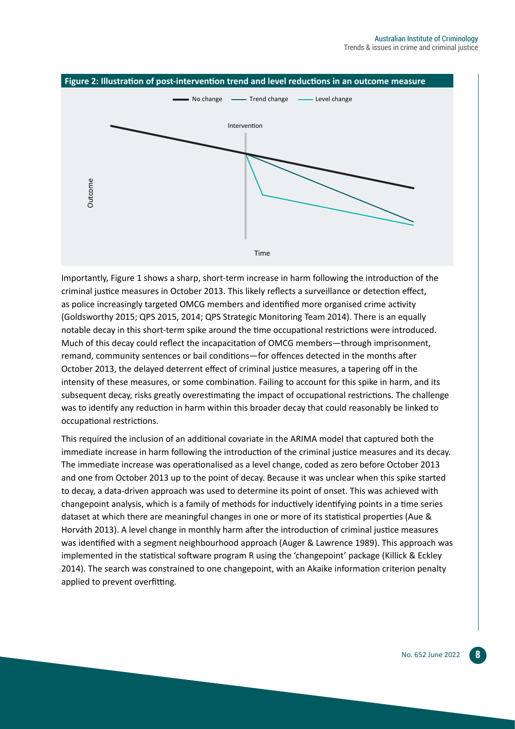**Figure 2: Illustration of post-intervention trend and level reductions in an outcome measure**

Importantly, Figure 1 shows a sharp, short-term increase in harm following the introduction of the criminal justice measures in October 2013. This likely reflects a surveillance or detection effect, as police increasingly targeted OMCG members and identified more organised crime activity (Goldsworthy 2015; QPS 2015, 2014; QPS Strategic Monitoring Team 2014). There is an equally notable decay in this short-term spike around the time occupational restrictions were introduced. Much of this decay could reflect the incapacitation of OMCG members—through imprisonment, remand, community sentences or bail conditions—for offences detected in the months after October 2013, the delayed deterrent effect of criminal justice measures, a tapering off in the intensity of these measures, or some combination. Failing to account for this spike in harm, and its subsequent decay, risks greatly overestimating the impact of occupational restrictions. The challenge was to identify any reduction in harm within this broader decay that could reasonably be linked to occupational restrictions.

This required the inclusion of an additional covariate in the ARIMA model that captured both the immediate increase in harm following the introduction of the criminal justice measures and its decay. The immediate increase was operationalised as a level change, coded as zero before October 2013 and one from October 2013 up to the point of decay. Because it was unclear when this spike started to decay, a data-driven approach was used to determine its point of onset. This was achieved with changepoint analysis, which is a family of methods for inductively identifying points in a time series dataset at which there are meaningful changes in one or more of its statistical properties (Aue & Horváth 2013). A level change in monthly harm after the introduction of criminal justice measures was identified with a segment neighbourhood approach (Auger & Lawrence 1989). This approach was implemented in the statistical software program R using the 'changepoint' package (Killick & Eckley 2014). The search was constrained to one changepoint, with an Akaike information criterion penalty applied to prevent overfitting.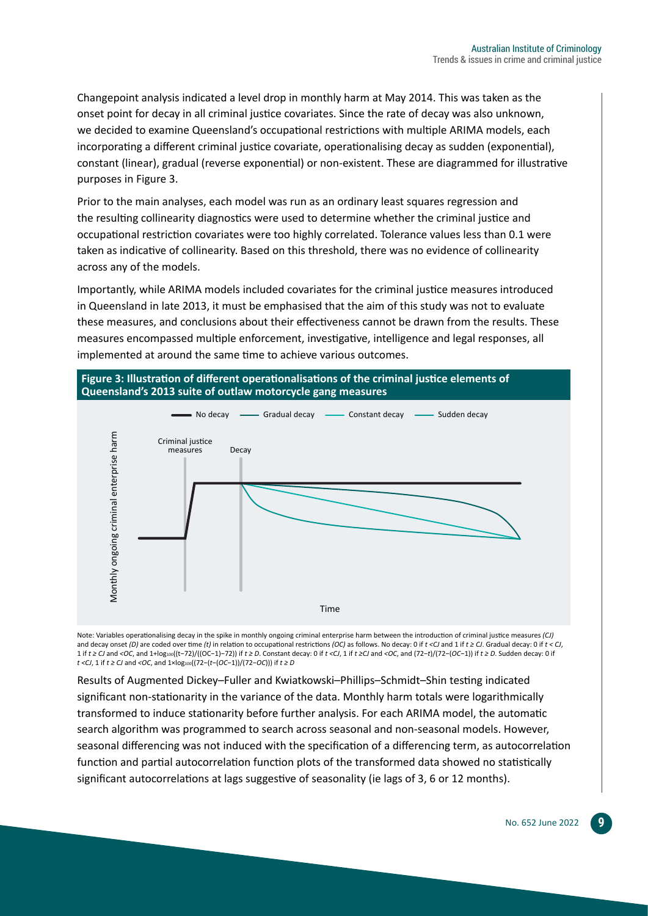Changepoint analysis indicated a level drop in monthly harm at May 2014. This was taken as the onset point for decay in all criminal justice covariates. Since the rate of decay was also unknown, we decided to examine Queensland's occupational restrictions with multiple ARIMA models, each incorporating a different criminal justice covariate, operationalising decay as sudden (exponential), constant (linear), gradual (reverse exponential) or non-existent. These are diagrammed for illustrative purposes in Figure 3.

Prior to the main analyses, each model was run as an ordinary least squares regression and the resulting collinearity diagnostics were used to determine whether the criminal justice and occupational restriction covariates were too highly correlated. Tolerance values less than 0.1 were taken as indicative of collinearity. Based on this threshold, there was no evidence of collinearity across any of the models.

Importantly, while ARIMA models included covariates for the criminal justice measures introduced in Queensland in late 2013, it must be emphasised that the aim of this study was not to evaluate these measures, and conclusions about their effectiveness cannot be drawn from the results. These measures encompassed multiple enforcement, investigative, intelligence and legal responses, all implemented at around the same time to achieve various outcomes.

**Figure 3: Illustration of different operationalisations of the criminal justice elements of Queensland's 2013 suite of outlaw motorcycle gang measures**

Note: Variables operationalising decay in the spike in monthly ongoing criminal enterprise harm between the introduction of criminal justice measures *(CJ)* and decay onset *(D)* are coded over time *(t)* in relation to occupational restrictions *(OC)* as follows. No decay: 0 if $t < CJ$ and 1 if $t \geq CJ$. Gradual decay: 0 if $t < CJ$, 1 if $t \geq CJ$ and $< OC$, and $1+\log_{100}((t-72)/((OC-1)-72))$ if $t \geq D$. Constant decay: 0 if $t < CJ$, 1 if $t \geq CJ$ and $< OC$, and $(72-t)/(72-(OC-1))$ if $t \geq D$. Sudden decay: 0 if $t < CJ$, 1 if $t \geq CJ$ and $< OC$, and $1 \times \log_{100}((72-(t-(OC-1))/(72-OC)))$ if $t \geq D$

Results of Augmented Dickey–Fuller and Kwiatkowski–Phillips–Schmidt–Shin testing indicated significant non-stationarity in the variance of the data. Monthly harm totals were logarithmically transformed to induce stationarity before further analysis. For each ARIMA model, the automatic search algorithm was programmed to search across seasonal and non-seasonal models. However, seasonal differencing was not induced with the specification of a differencing term, as autocorrelation function and partial autocorrelation function plots of the transformed data showed no statistically significant autocorrelations at lags suggestive of seasonality (ie lags of 3, 6 or 12 months).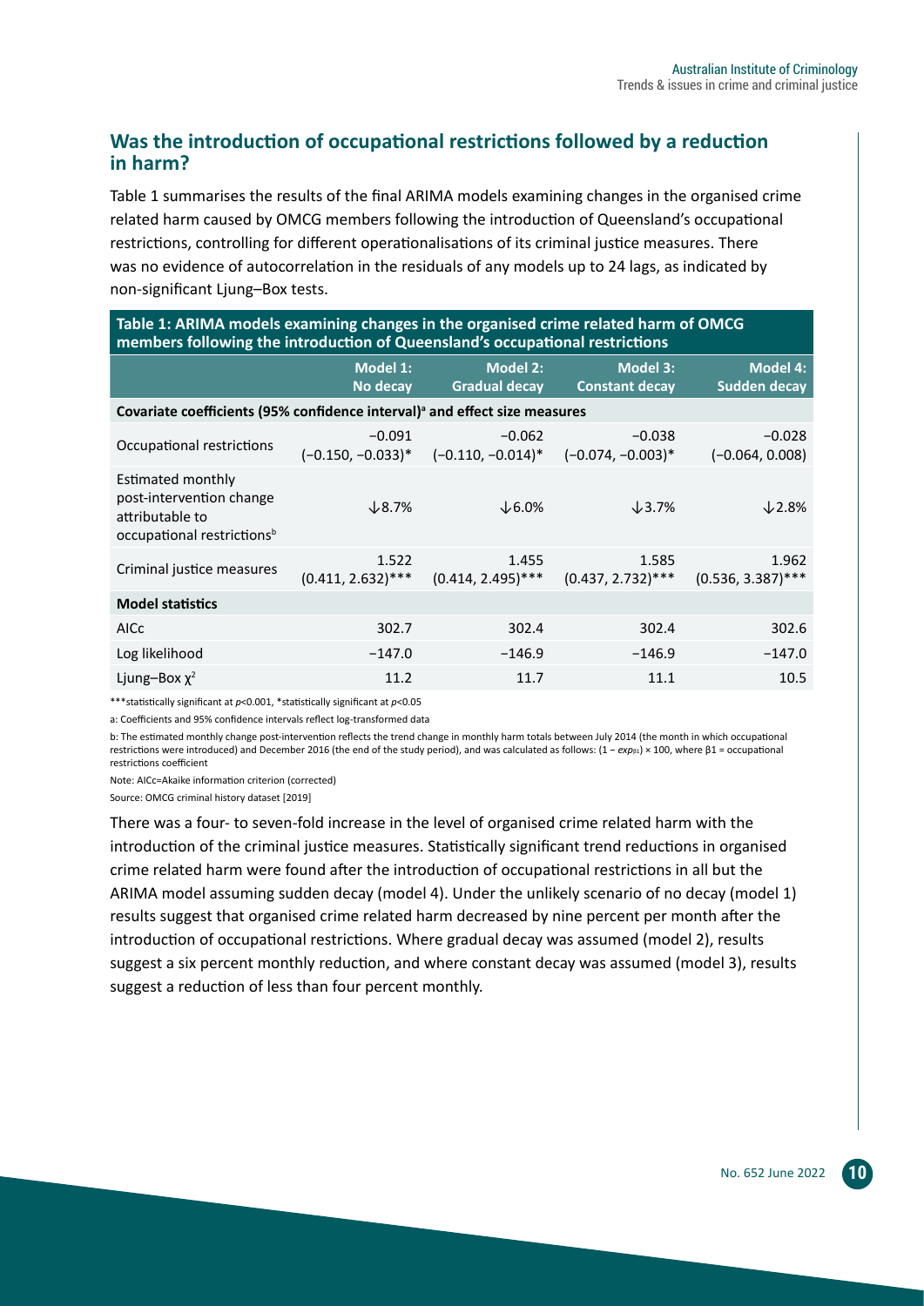## Was the introduction of occupational restrictions followed by a reduction in harm?

Table 1 summarises the results of the final ARIMA models examining changes in the organised crime related harm caused by OMCG members following the introduction of Queensland's occupational restrictions, controlling for different operationalisations of its criminal justice measures. There was no evidence of autocorrelation in the residuals of any models up to 24 lags, as indicated by non-significant Ljung–Box tests.

**Table 1: ARIMA models examining changes in the organised crime related harm of OMCG members following the introduction of Queensland's occupational restrictions**

| | Model 1: No decay | Model 2: Gradual decay | Model 3: Constant decay | Model 4: Sudden decay |
|---|---|---|---|---|
| **Covariate coefficients (95% confidence interval)[a] and effect size measures** | | | | |
| Occupational restrictions | −0.091 (−0.150, −0.033)* | −0.062 (−0.110, −0.014)* | −0.038 (−0.074, −0.003)* | −0.028 (−0.064, 0.008) |
| Estimated monthly post-intervention change attributable to occupational restrictions[b] | ↓8.7% | ↓6.0% | ↓3.7% | ↓2.8% |
| Criminal justice measures | 1.522 (0.411, 2.632)*** | 1.455 (0.414, 2.495)*** | 1.585 (0.437, 2.732)*** | 1.962 (0.536, 3.387)*** |
| **Model statistics** | | | | |
| AICc | 302.7 | 302.4 | 302.4 | 302.6 |
| Log likelihood | −147.0 | −146.9 | −146.9 | −147.0 |
| Ljung–Box $\chi^2$ | 11.2 | 11.7 | 11.1 | 10.5 |

***statistically significant at $p<0.001$, *statistically significant at $p<0.05$

a: Coefficients and 95% confidence intervals reflect log-transformed data

b: The estimated monthly change post-intervention reflects the trend change in monthly harm totals between July 2014 (the month in which occupational restrictions were introduced) and December 2016 (the end of the study period), and was calculated as follows: $(1 - exp_{\beta 1}) \times 100$, where $\beta 1$ = occupational restrictions coefficient

Note: AICc=Akaike information criterion (corrected)

Source: OMCG criminal history dataset [2019]

There was a four- to seven-fold increase in the level of organised crime related harm with the introduction of the criminal justice measures. Statistically significant trend reductions in organised crime related harm were found after the introduction of occupational restrictions in all but the ARIMA model assuming sudden decay (model 4). Under the unlikely scenario of no decay (model 1) results suggest that organised crime related harm decreased by nine percent per month after the introduction of occupational restrictions. Where gradual decay was assumed (model 2), results suggest a six percent monthly reduction, and where constant decay was assumed (model 3), results suggest a reduction of less than four percent monthly.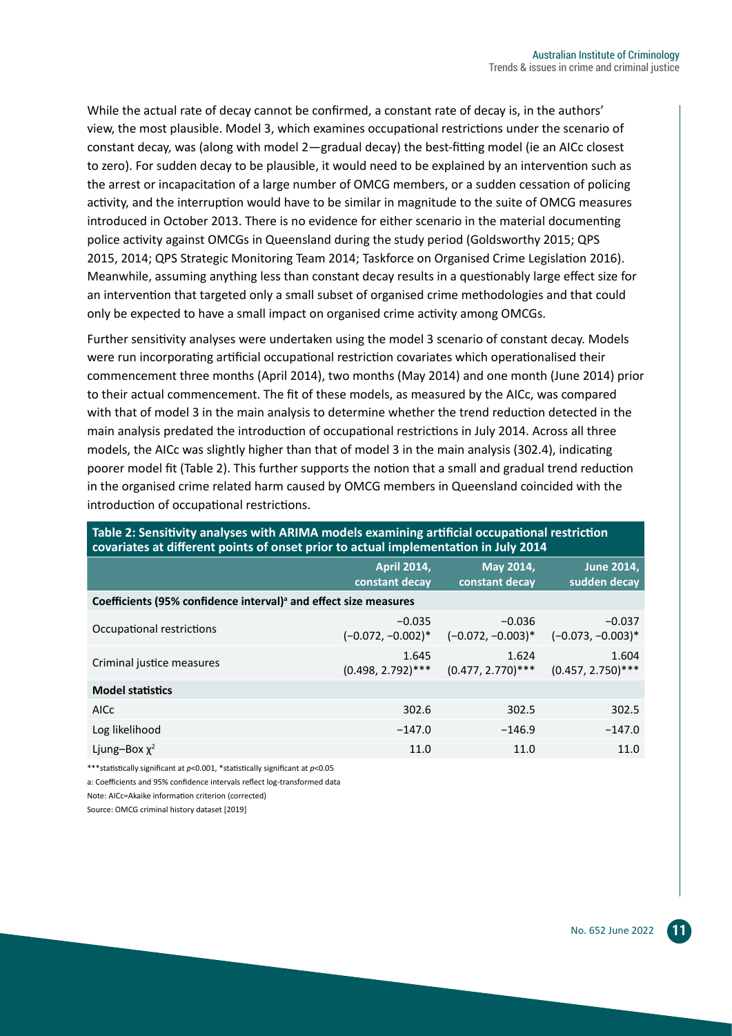While the actual rate of decay cannot be confirmed, a constant rate of decay is, in the authors' view, the most plausible. Model 3, which examines occupational restrictions under the scenario of constant decay, was (along with model 2—gradual decay) the best-fitting model (ie an AICc closest to zero). For sudden decay to be plausible, it would need to be explained by an intervention such as the arrest or incapacitation of a large number of OMCG members, or a sudden cessation of policing activity, and the interruption would have to be similar in magnitude to the suite of OMCG measures introduced in October 2013. There is no evidence for either scenario in the material documenting police activity against OMCGs in Queensland during the study period (Goldsworthy 2015; QPS 2015, 2014; QPS Strategic Monitoring Team 2014; Taskforce on Organised Crime Legislation 2016). Meanwhile, assuming anything less than constant decay results in a questionably large effect size for an intervention that targeted only a small subset of organised crime methodologies and that could only be expected to have a small impact on organised crime activity among OMCGs.

Further sensitivity analyses were undertaken using the model 3 scenario of constant decay. Models were run incorporating artificial occupational restriction covariates which operationalised their commencement three months (April 2014), two months (May 2014) and one month (June 2014) prior to their actual commencement. The fit of these models, as measured by the AICc, was compared with that of model 3 in the main analysis to determine whether the trend reduction detected in the main analysis predated the introduction of occupational restrictions in July 2014. Across all three models, the AICc was slightly higher than that of model 3 in the main analysis (302.4), indicating poorer model fit (Table 2). This further supports the notion that a small and gradual trend reduction in the organised crime related harm caused by OMCG members in Queensland coincided with the introduction of occupational restrictions.

**Table 2: Sensitivity analyses with ARIMA models examining artificial occupational restriction covariates at different points of onset prior to actual implementation in July 2014**

| | April 2014, constant decay | May 2014, constant decay | June 2014, sudden decay |
|---|---|---|---|
| **Coefficients (95% confidence interval)[a] and effect size measures** | | | |
| Occupational restrictions | −0.035 (−0.072, −0.002)* | −0.036 (−0.072, −0.003)* | −0.037 (−0.073, −0.003)* |
| Criminal justice measures | 1.645 (0.498, 2.792)*** | 1.624 (0.477, 2.770)*** | 1.604 (0.457, 2.750)*** |
| **Model statistics** | | | |
| AICc | 302.6 | 302.5 | 302.5 |
| Log likelihood | −147.0 | −146.9 | −147.0 |
| Ljung–Box $\chi^2$ | 11.0 | 11.0 | 11.0 |

***statistically significant at $p<0.001$, *statistically significant at $p<0.05$

a: Coefficients and 95% confidence intervals reflect log-transformed data

Note: AICc=Akaike information criterion (corrected)

Source: OMCG criminal history dataset [2019]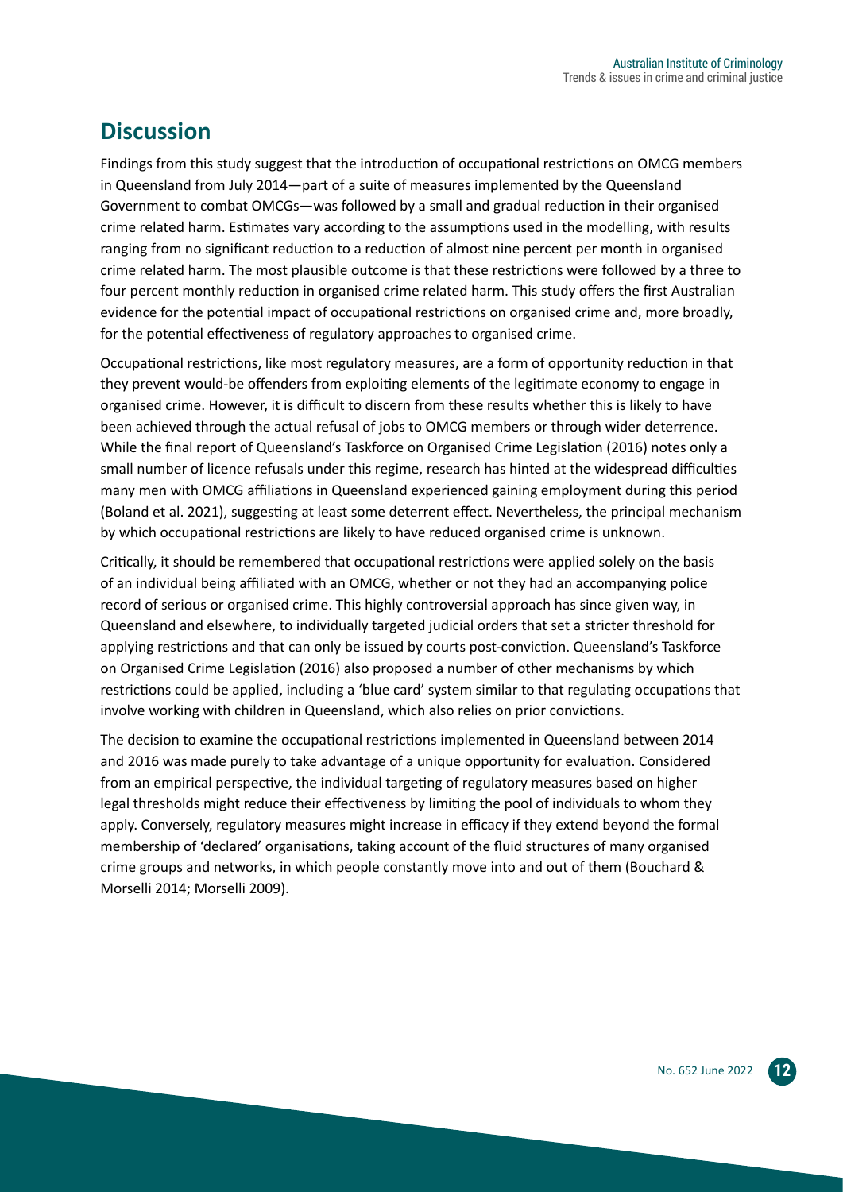## Discussion

Findings from this study suggest that the introduction of occupational restrictions on OMCG members in Queensland from July 2014—part of a suite of measures implemented by the Queensland Government to combat OMCGs—was followed by a small and gradual reduction in their organised crime related harm. Estimates vary according to the assumptions used in the modelling, with results ranging from no significant reduction to a reduction of almost nine percent per month in organised crime related harm. The most plausible outcome is that these restrictions were followed by a three to four percent monthly reduction in organised crime related harm. This study offers the first Australian evidence for the potential impact of occupational restrictions on organised crime and, more broadly, for the potential effectiveness of regulatory approaches to organised crime.

Occupational restrictions, like most regulatory measures, are a form of opportunity reduction in that they prevent would-be offenders from exploiting elements of the legitimate economy to engage in organised crime. However, it is difficult to discern from these results whether this is likely to have been achieved through the actual refusal of jobs to OMCG members or through wider deterrence. While the final report of Queensland's Taskforce on Organised Crime Legislation (2016) notes only a small number of licence refusals under this regime, research has hinted at the widespread difficulties many men with OMCG affiliations in Queensland experienced gaining employment during this period (Boland et al. 2021), suggesting at least some deterrent effect. Nevertheless, the principal mechanism by which occupational restrictions are likely to have reduced organised crime is unknown.

Critically, it should be remembered that occupational restrictions were applied solely on the basis of an individual being affiliated with an OMCG, whether or not they had an accompanying police record of serious or organised crime. This highly controversial approach has since given way, in Queensland and elsewhere, to individually targeted judicial orders that set a stricter threshold for applying restrictions and that can only be issued by courts post-conviction. Queensland's Taskforce on Organised Crime Legislation (2016) also proposed a number of other mechanisms by which restrictions could be applied, including a 'blue card' system similar to that regulating occupations that involve working with children in Queensland, which also relies on prior convictions.

The decision to examine the occupational restrictions implemented in Queensland between 2014 and 2016 was made purely to take advantage of a unique opportunity for evaluation. Considered from an empirical perspective, the individual targeting of regulatory measures based on higher legal thresholds might reduce their effectiveness by limiting the pool of individuals to whom they apply. Conversely, regulatory measures might increase in efficacy if they extend beyond the formal membership of 'declared' organisations, taking account of the fluid structures of many organised crime groups and networks, in which people constantly move into and out of them (Bouchard & Morselli 2014; Morselli 2009).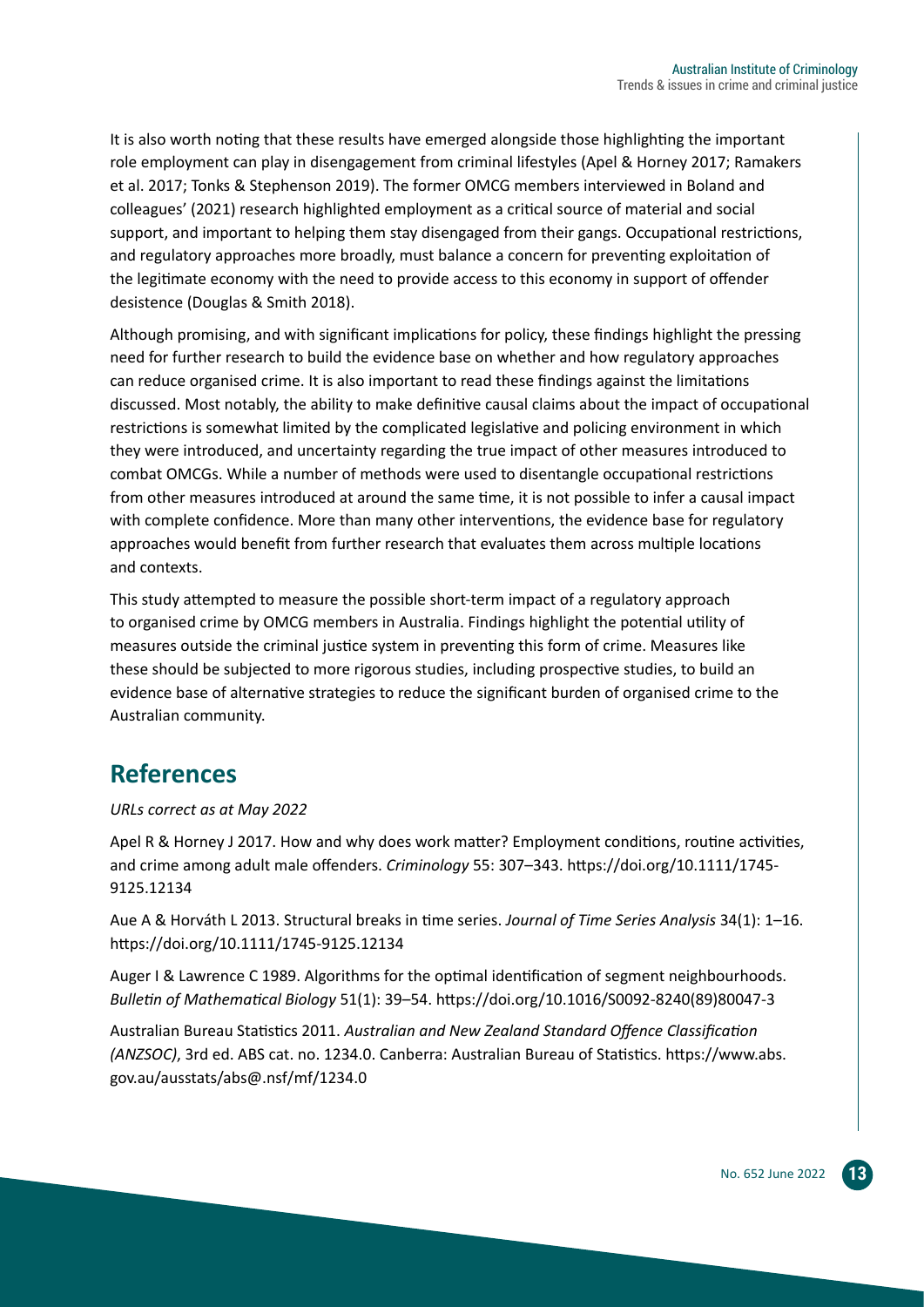It is also worth noting that these results have emerged alongside those highlighting the important role employment can play in disengagement from criminal lifestyles (Apel & Horney 2017; Ramakers et al. 2017; Tonks & Stephenson 2019). The former OMCG members interviewed in Boland and colleagues' (2021) research highlighted employment as a critical source of material and social support, and important to helping them stay disengaged from their gangs. Occupational restrictions, and regulatory approaches more broadly, must balance a concern for preventing exploitation of the legitimate economy with the need to provide access to this economy in support of offender desistence (Douglas & Smith 2018).

Although promising, and with significant implications for policy, these findings highlight the pressing need for further research to build the evidence base on whether and how regulatory approaches can reduce organised crime. It is also important to read these findings against the limitations discussed. Most notably, the ability to make definitive causal claims about the impact of occupational restrictions is somewhat limited by the complicated legislative and policing environment in which they were introduced, and uncertainty regarding the true impact of other measures introduced to combat OMCGs. While a number of methods were used to disentangle occupational restrictions from other measures introduced at around the same time, it is not possible to infer a causal impact with complete confidence. More than many other interventions, the evidence base for regulatory approaches would benefit from further research that evaluates them across multiple locations and contexts.

This study attempted to measure the possible short-term impact of a regulatory approach to organised crime by OMCG members in Australia. Findings highlight the potential utility of measures outside the criminal justice system in preventing this form of crime. Measures like these should be subjected to more rigorous studies, including prospective studies, to build an evidence base of alternative strategies to reduce the significant burden of organised crime to the Australian community.

## References

*URLs correct as at May 2022*

Apel R & Horney J 2017. How and why does work matter? Employment conditions, routine activities, and crime among adult male offenders. *Criminology* 55: 307–343. https://doi.org/10.1111/1745-9125.12134

Aue A & Horváth L 2013. Structural breaks in time series. *Journal of Time Series Analysis* 34(1): 1–16. https://doi.org/10.1111/1745-9125.12134

Auger I & Lawrence C 1989. Algorithms for the optimal identification of segment neighbourhoods. *Bulletin of Mathematical Biology* 51(1): 39–54. https://doi.org/10.1016/S0092-8240(89)80047-3

Australian Bureau Statistics 2011. *Australian and New Zealand Standard Offence Classification (ANZSOC)*, 3rd ed. ABS cat. no. 1234.0. Canberra: Australian Bureau of Statistics. https://www.abs.gov.au/ausstats/abs@.nsf/mf/1234.0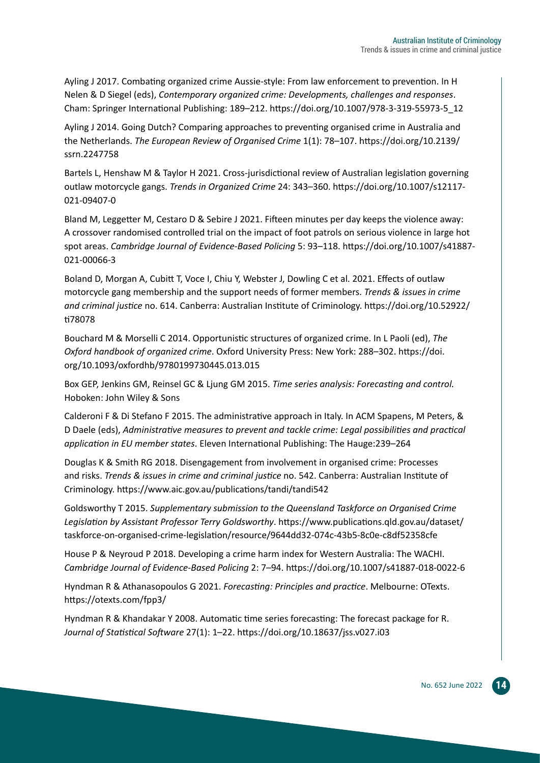Ayling J 2017. Combating organized crime Aussie-style: From law enforcement to prevention. In H Nelen & D Siegel (eds), *Contemporary organized crime: Developments, challenges and responses*. Cham: Springer International Publishing: 189–212. https://doi.org/10.1007/978-3-319-55973-5_12

Ayling J 2014. Going Dutch? Comparing approaches to preventing organised crime in Australia and the Netherlands. *The European Review of Organised Crime* 1(1): 78–107. https://doi.org/10.2139/ssrn.2247758

Bartels L, Henshaw M & Taylor H 2021. Cross-jurisdictional review of Australian legislation governing outlaw motorcycle gangs. *Trends in Organized Crime* 24: 343–360. https://doi.org/10.1007/s12117-021-09407-0

Bland M, Leggetter M, Cestaro D & Sebire J 2021. Fifteen minutes per day keeps the violence away: A crossover randomised controlled trial on the impact of foot patrols on serious violence in large hot spot areas. *Cambridge Journal of Evidence-Based Policing* 5: 93–118. https://doi.org/10.1007/s41887-021-00066-3

Boland D, Morgan A, Cubitt T, Voce I, Chiu Y, Webster J, Dowling C et al. 2021. Effects of outlaw motorcycle gang membership and the support needs of former members. *Trends & issues in crime and criminal justice* no. 614. Canberra: Australian Institute of Criminology. https://doi.org/10.52922/ti78078

Bouchard M & Morselli C 2014. Opportunistic structures of organized crime. In L Paoli (ed), *The Oxford handbook of organized crime*. Oxford University Press: New York: 288–302. https://doi.org/10.1093/oxfordhb/9780199730445.013.015

Box GEP, Jenkins GM, Reinsel GC & Ljung GM 2015. *Time series analysis: Forecasting and control.* Hoboken: John Wiley & Sons

Calderoni F & Di Stefano F 2015. The administrative approach in Italy. In ACM Spapens, M Peters, & D Daele (eds), *Administrative measures to prevent and tackle crime: Legal possibilities and practical application in EU member states*. Eleven International Publishing: The Hauge:239–264

Douglas K & Smith RG 2018. Disengagement from involvement in organised crime: Processes and risks. *Trends & issues in crime and criminal justice* no. 542. Canberra: Australian Institute of Criminology. https://www.aic.gov.au/publications/tandi/tandi542

Goldsworthy T 2015. *Supplementary submission to the Queensland Taskforce on Organised Crime Legislation by Assistant Professor Terry Goldsworthy*. https://www.publications.qld.gov.au/dataset/taskforce-on-organised-crime-legislation/resource/9644dd32-074c-43b5-8c0e-c8df52358cfe

House P & Neyroud P 2018. Developing a crime harm index for Western Australia: The WACHI. *Cambridge Journal of Evidence-Based Policing* 2: 7–94. https://doi.org/10.1007/s41887-018-0022-6

Hyndman R & Athanasopoulos G 2021. *Forecasting: Principles and practice*. Melbourne: OTexts. https://otexts.com/fpp3/

Hyndman R & Khandakar Y 2008. Automatic time series forecasting: The forecast package for R. *Journal of Statistical Software* 27(1): 1–22. https://doi.org/10.18637/jss.v027.i03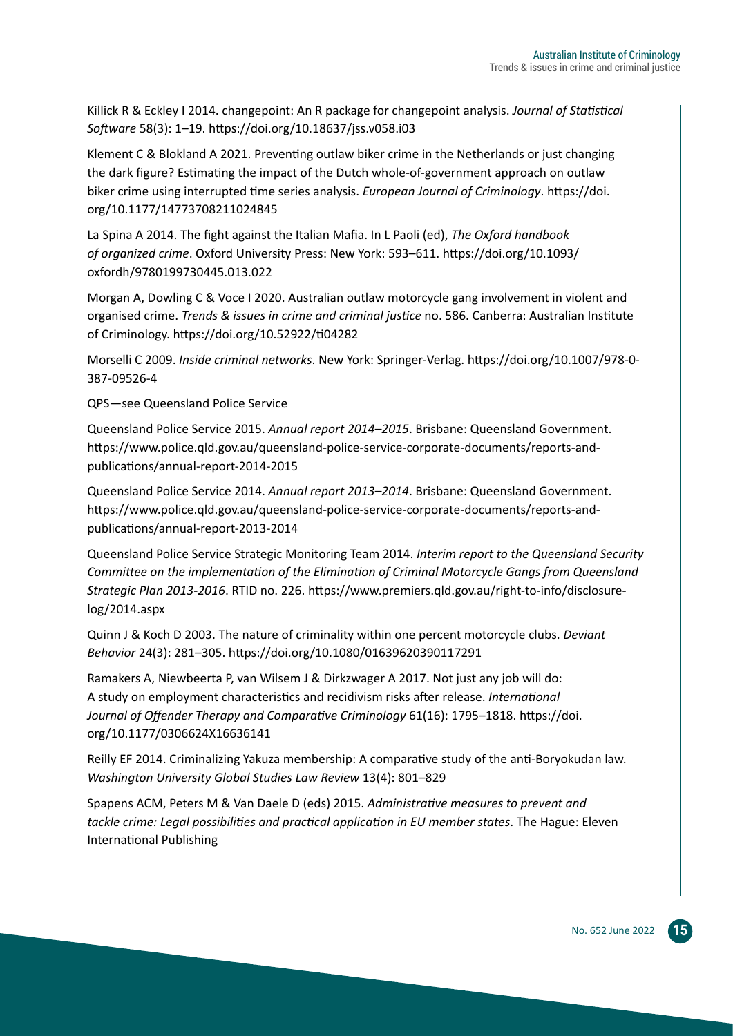Killick R & Eckley I 2014. changepoint: An R package for changepoint analysis. *Journal of Statistical Software* 58(3): 1–19. https://doi.org/10.18637/jss.v058.i03

Klement C & Blokland A 2021. Preventing outlaw biker crime in the Netherlands or just changing the dark figure? Estimating the impact of the Dutch whole-of-government approach on outlaw biker crime using interrupted time series analysis. *European Journal of Criminology*. https://doi.org/10.1177/14773708211024845

La Spina A 2014. The fight against the Italian Mafia. In L Paoli (ed), *The Oxford handbook of organized crime*. Oxford University Press: New York: 593–611. https://doi.org/10.1093/oxfordh/9780199730445.013.022

Morgan A, Dowling C & Voce I 2020. Australian outlaw motorcycle gang involvement in violent and organised crime. *Trends & issues in crime and criminal justice* no. 586. Canberra: Australian Institute of Criminology. https://doi.org/10.52922/ti04282

Morselli C 2009. *Inside criminal networks*. New York: Springer-Verlag. https://doi.org/10.1007/978-0-387-09526-4

QPS—see Queensland Police Service

Queensland Police Service 2015. *Annual report 2014–2015*. Brisbane: Queensland Government. https://www.police.qld.gov.au/queensland-police-service-corporate-documents/reports-and-publications/annual-report-2014-2015

Queensland Police Service 2014. *Annual report 2013–2014*. Brisbane: Queensland Government. https://www.police.qld.gov.au/queensland-police-service-corporate-documents/reports-and-publications/annual-report-2013-2014

Queensland Police Service Strategic Monitoring Team 2014. *Interim report to the Queensland Security Committee on the implementation of the Elimination of Criminal Motorcycle Gangs from Queensland Strategic Plan 2013-2016*. RTID no. 226. https://www.premiers.qld.gov.au/right-to-info/disclosure-log/2014.aspx

Quinn J & Koch D 2003. The nature of criminality within one percent motorcycle clubs. *Deviant Behavior* 24(3): 281–305. https://doi.org/10.1080/01639620390117291

Ramakers A, Niewbeerta P, van Wilsem J & Dirkzwager A 2017. Not just any job will do: A study on employment characteristics and recidivism risks after release. *International Journal of Offender Therapy and Comparative Criminology* 61(16): 1795–1818. https://doi.org/10.1177/0306624X16636141

Reilly EF 2014. Criminalizing Yakuza membership: A comparative study of the anti-Boryokudan law. *Washington University Global Studies Law Review* 13(4): 801–829

Spapens ACM, Peters M & Van Daele D (eds) 2015. *Administrative measures to prevent and tackle crime: Legal possibilities and practical application in EU member states*. The Hague: Eleven International Publishing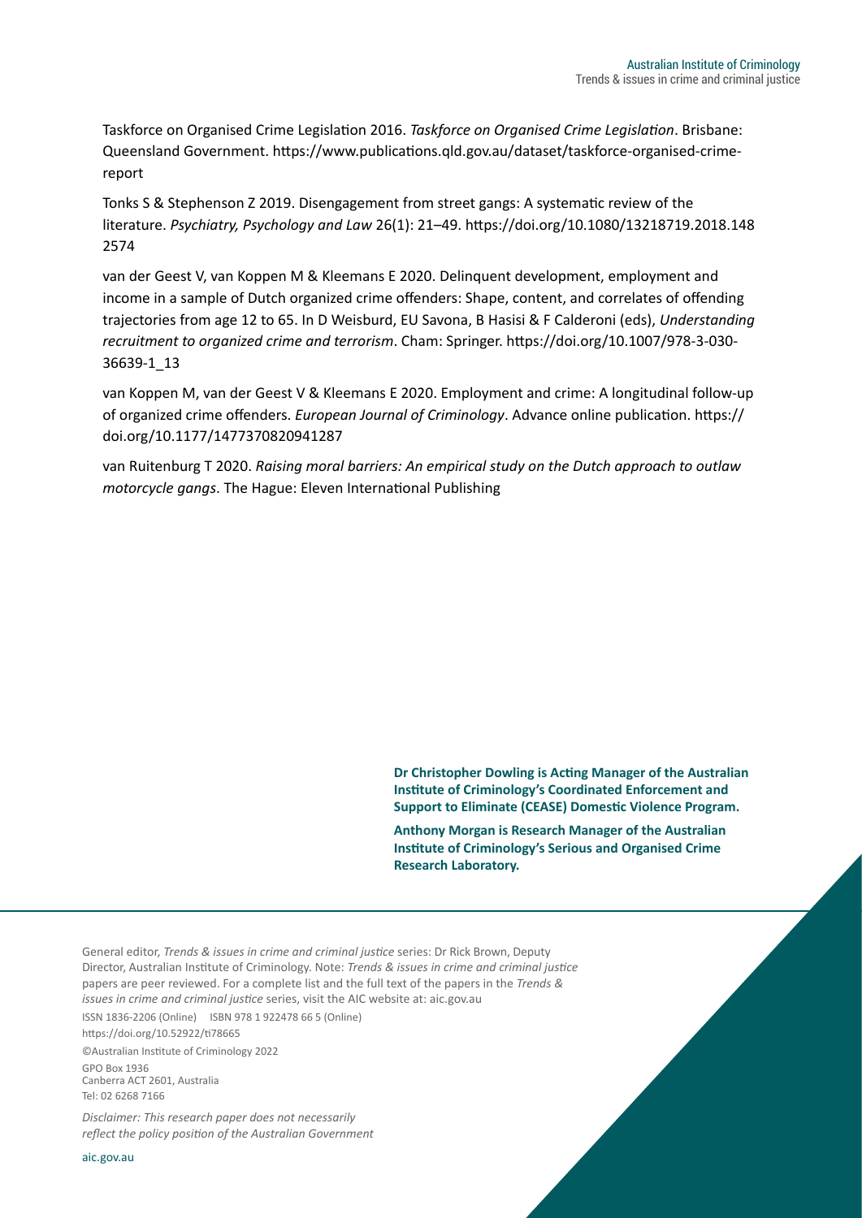Taskforce on Organised Crime Legislation 2016. *Taskforce on Organised Crime Legislation*. Brisbane: Queensland Government. https://www.publications.qld.gov.au/dataset/taskforce-organised-crime-report

Tonks S & Stephenson Z 2019. Disengagement from street gangs: A systematic review of the literature. *Psychiatry, Psychology and Law* 26(1): 21–49. https://doi.org/10.1080/13218719.2018.1482574

van der Geest V, van Koppen M & Kleemans E 2020. Delinquent development, employment and income in a sample of Dutch organized crime offenders: Shape, content, and correlates of offending trajectories from age 12 to 65. In D Weisburd, EU Savona, B Hasisi & F Calderoni (eds), *Understanding recruitment to organized crime and terrorism*. Cham: Springer. https://doi.org/10.1007/978-3-030-36639-1_13

van Koppen M, van der Geest V & Kleemans E 2020. Employment and crime: A longitudinal follow-up of organized crime offenders. *European Journal of Criminology*. Advance online publication. https://doi.org/10.1177/1477370820941287

van Ruitenburg T 2020. *Raising moral barriers: An empirical study on the Dutch approach to outlaw motorcycle gangs*. The Hague: Eleven International Publishing

**Dr Christopher Dowling is Acting Manager of the Australian Institute of Criminology's Coordinated Enforcement and Support to Eliminate (CEASE) Domestic Violence Program.**

**Anthony Morgan is Research Manager of the Australian Institute of Criminology's Serious and Organised Crime Research Laboratory.**

General editor, *Trends & issues in crime and criminal justice* series: Dr Rick Brown, Deputy Director, Australian Institute of Criminology. Note: *Trends & issues in crime and criminal justice* papers are peer reviewed. For a complete list and the full text of the papers in the *Trends & issues in crime and criminal justice* series, visit the AIC website at: aic.gov.au

ISSN 1836-2206 (Online) ISBN 978 1 922478 66 5 (Online)

https://doi.org/10.52922/ti78665

©Australian Institute of Criminology 2022

GPO Box 1936
Canberra ACT 2601, Australia
Tel: 02 6268 7166

*Disclaimer: This research paper does not necessarily reflect the policy position of the Australian Government*

aic.gov.au